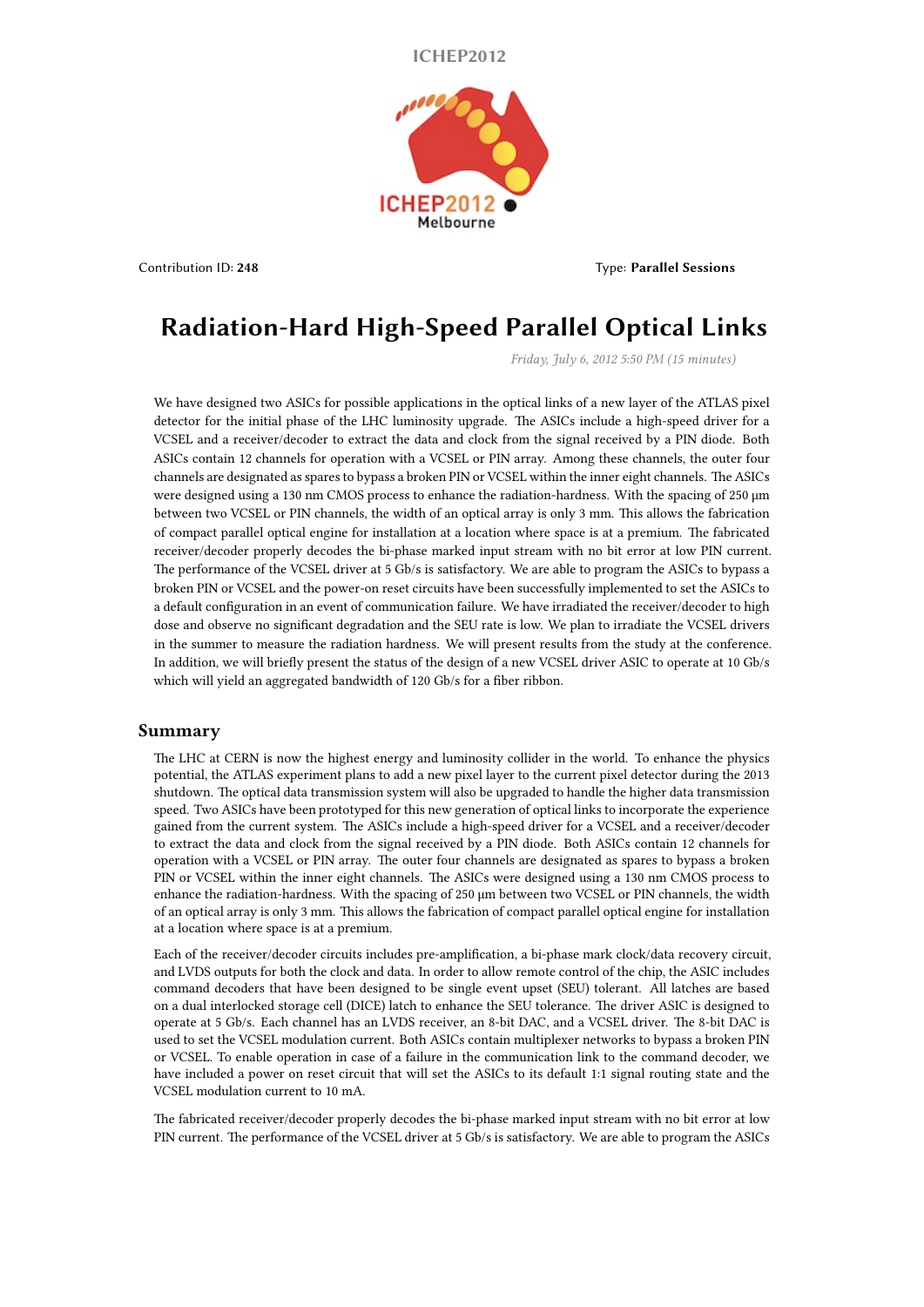ICHEP2012

Contribution ID: **248**

Type: **Parallel Sessions**

# Radiation-Hard High-Speed Parallel Optical Links

*Friday, July 6, 2012 5:50 PM (15 minutes)*

We have designed two ASICs for possible applications in the optical links of a new layer of the ATLAS pixel detector for the initial phase of the LHC luminosity upgrade. The ASICs include a high-speed driver for a VCSEL and a receiver/decoder to extract the data and clock from the signal received by a PIN diode. Both ASICs contain 12 channels for operation with a VCSEL or PIN array. Among these channels, the outer four channels are designated as spares to bypass a broken PIN or VCSEL within the inner eight channels. The ASICs were designed using a 130 nm CMOS process to enhance the radiation-hardness. With the spacing of 250 µm between two VCSEL or PIN channels, the width of an optical array is only 3 mm. This allows the fabrication of compact parallel optical engine for installation at a location where space is at a premium. The fabricated receiver/decoder properly decodes the bi-phase marked input stream with no bit error at low PIN current. The performance of the VCSEL driver at 5 Gb/s is satisfactory. We are able to program the ASICs to bypass a broken PIN or VCSEL and the power-on reset circuits have been successfully implemented to set the ASICs to a default configuration in an event of communication failure. We have irradiated the receiver/decoder to high dose and observe no significant degradation and the SEU rate is low. We plan to irradiate the VCSEL drivers in the summer to measure the radiation hardness. We will present results from the study at the conference. In addition, we will briefly present the status of the design of a new VCSEL driver ASIC to operate at 10 Gb/s which will yield an aggregated bandwidth of 120 Gb/s for a fiber ribbon.

## Summary

The LHC at CERN is now the highest energy and luminosity collider in the world. To enhance the physics potential, the ATLAS experiment plans to add a new pixel layer to the current pixel detector during the 2013 shutdown. The optical data transmission system will also be upgraded to handle the higher data transmission speed. Two ASICs have been prototyped for this new generation of optical links to incorporate the experience gained from the current system. The ASICs include a high-speed driver for a VCSEL and a receiver/decoder to extract the data and clock from the signal received by a PIN diode. Both ASICs contain 12 channels for operation with a VCSEL or PIN array. The outer four channels are designated as spares to bypass a broken PIN or VCSEL within the inner eight channels. The ASICs were designed using a 130 nm CMOS process to enhance the radiation-hardness. With the spacing of 250 µm between two VCSEL or PIN channels, the width of an optical array is only 3 mm. This allows the fabrication of compact parallel optical engine for installation at a location where space is at a premium.

Each of the receiver/decoder circuits includes pre-amplification, a bi-phase mark clock/data recovery circuit, and LVDS outputs for both the clock and data. In order to allow remote control of the chip, the ASIC includes command decoders that have been designed to be single event upset (SEU) tolerant. All latches are based on a dual interlocked storage cell (DICE) latch to enhance the SEU tolerance. The driver ASIC is designed to operate at 5 Gb/s. Each channel has an LVDS receiver, an 8-bit DAC, and a VCSEL driver. The 8-bit DAC is used to set the VCSEL modulation current. Both ASICs contain multiplexer networks to bypass a broken PIN or VCSEL. To enable operation in case of a failure in the communication link to the command decoder, we have included a power on reset circuit that will set the ASICs to its default 1:1 signal routing state and the VCSEL modulation current to 10 mA.

The fabricated receiver/decoder properly decodes the bi-phase marked input stream with no bit error at low PIN current. The performance of the VCSEL driver at 5 Gb/s is satisfactory. We are able to program the ASICs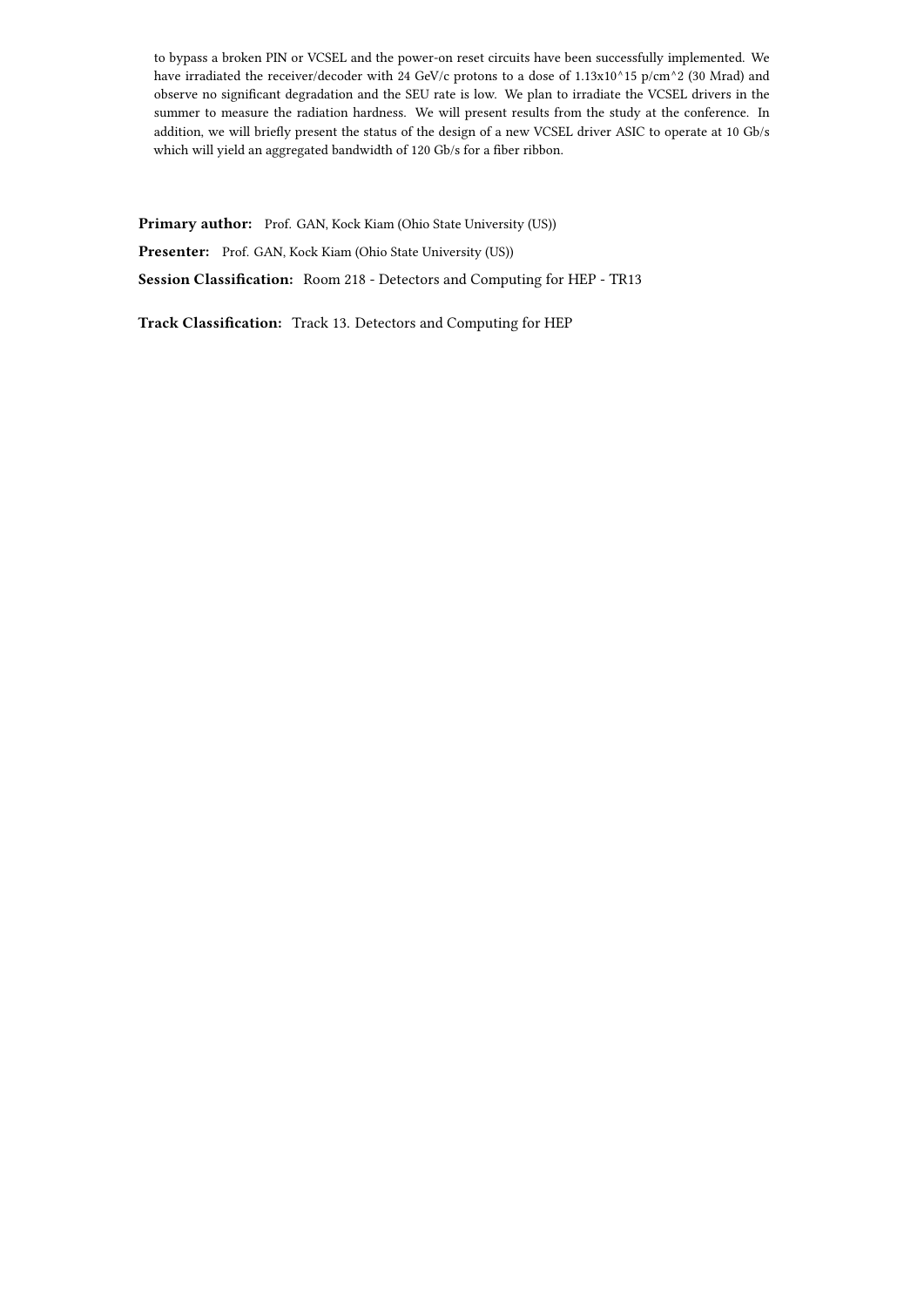to bypass a broken PIN or VCSEL and the power-on reset circuits have been successfully implemented. We have irradiated the receiver/decoder with 24 GeV/c protons to a dose of 1.13x10^15 p/cm^2 (30 Mrad) and observe no significant degradation and the SEU rate is low. We plan to irradiate the VCSEL drivers in the summer to measure the radiation hardness. We will present results from the study at the conference. In addition, we will briefly present the status of the design of a new VCSEL driver ASIC to operate at 10 Gb/s which will yield an aggregated bandwidth of 120 Gb/s for a fiber ribbon.

**Primary author:** Prof. GAN, Kock Kiam (Ohio State University (US))

**Presenter:** Prof. GAN, Kock Kiam (Ohio State University (US))

**Session Classification:** Room 218 - Detectors and Computing for HEP - TR13

**Track Classification:** Track 13. Detectors and Computing for HEP